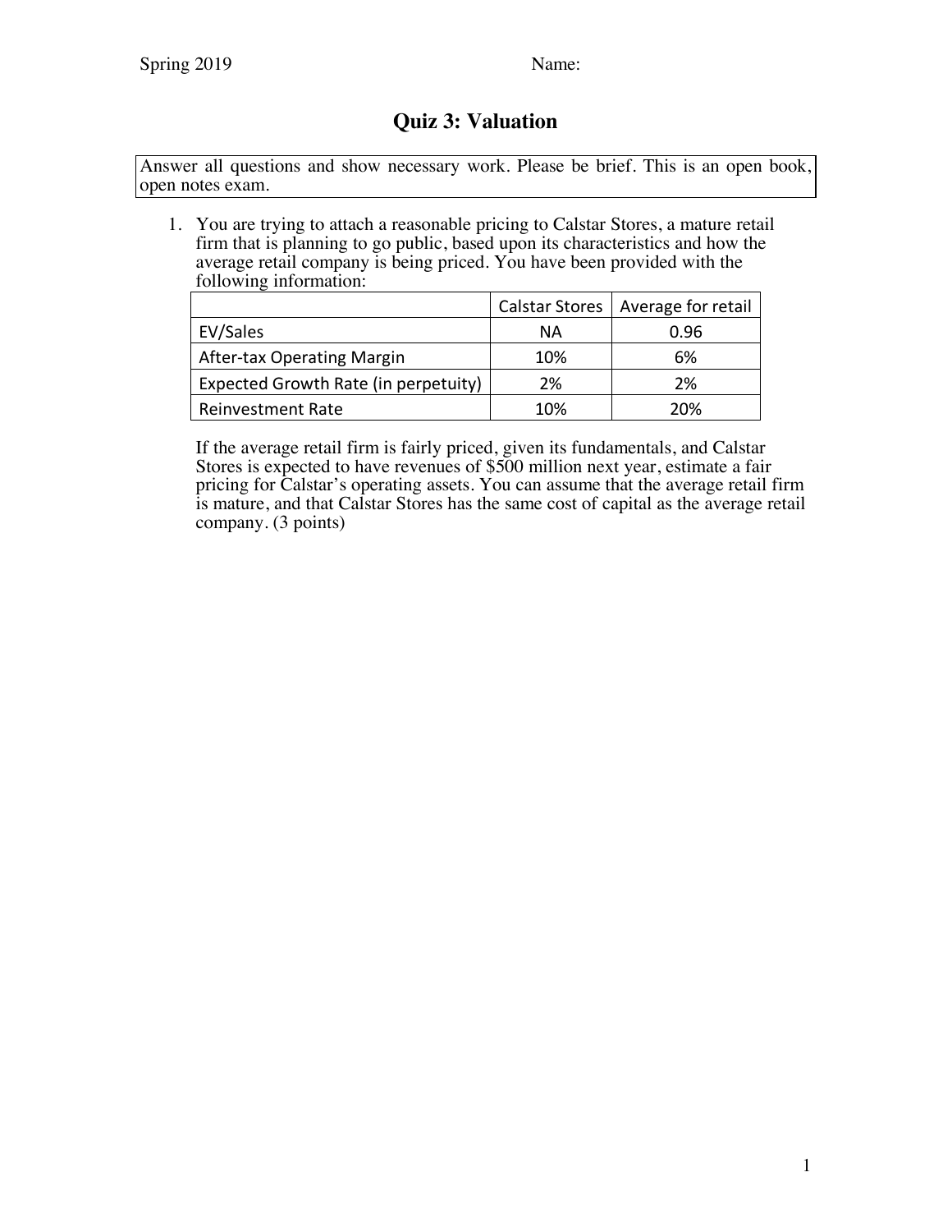Spring 2019 Name:

# Quiz 3: Valuation

Answer all questions and show necessary work. Please be brief. This is an open book, open notes exam.

1. You are trying to attach a reasonable pricing to Calstar Stores, a mature retail firm that is planning to go public, based upon its characteristics and how the average retail company is being priced. You have been provided with the following information:

| | Calstar Stores | Average for retail |
|---|---|---|
| EV/Sales | NA | 0.96 |
| After-tax Operating Margin | 10% | 6% |
| Expected Growth Rate (in perpetuity) | 2% | 2% |
| Reinvestment Rate | 10% | 20% |

If the average retail firm is fairly priced, given its fundamentals, and Calstar Stores is expected to have revenues of $500 million next year, estimate a fair pricing for Calstar's operating assets. You can assume that the average retail firm is mature, and that Calstar Stores has the same cost of capital as the average retail company. (3 points)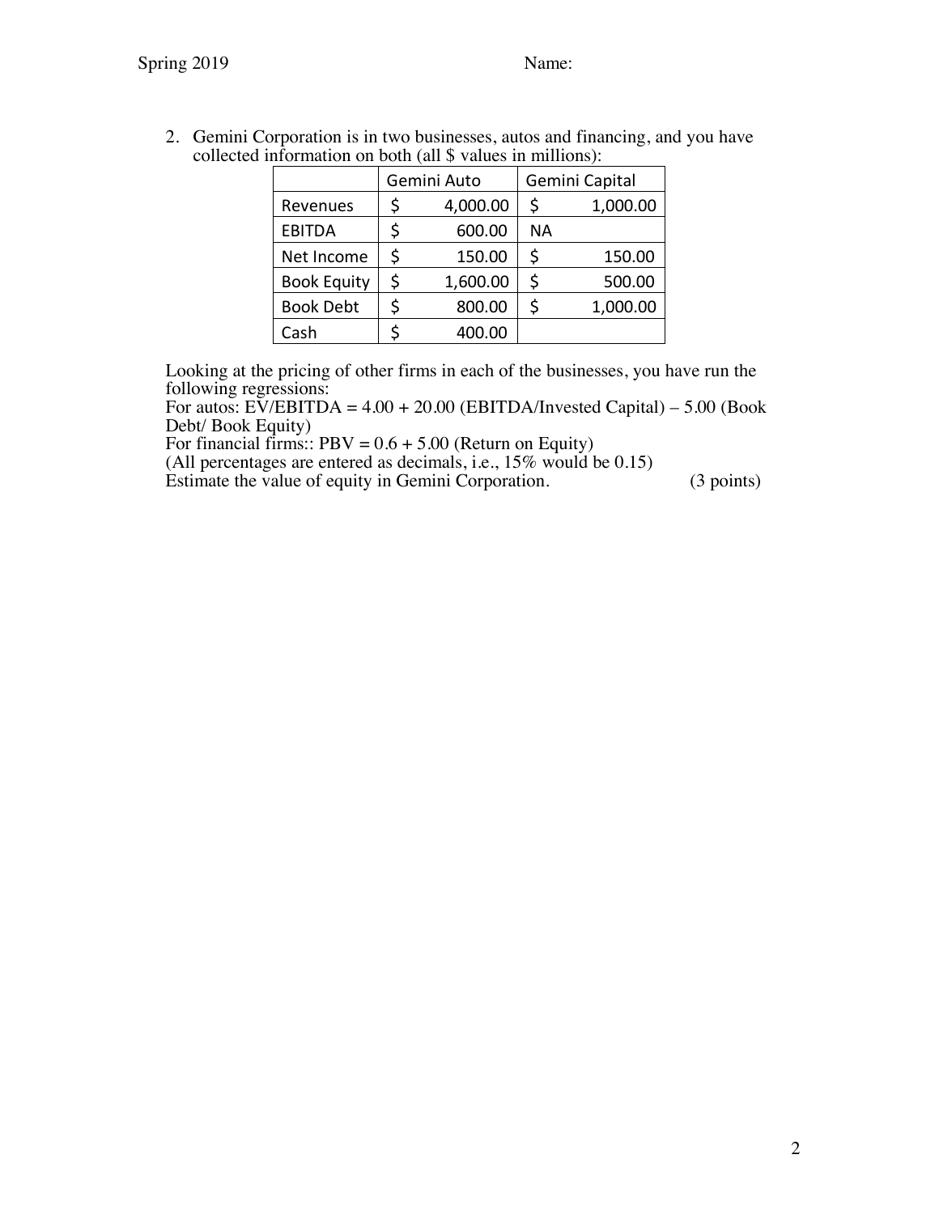2. Gemini Corporation is in two businesses, autos and financing, and you have collected information on both (all $ values in millions):

| | Gemini Auto | Gemini Capital |
|---|---|---|
| Revenues | $ 4,000.00 | $ 1,000.00 |
| EBITDA | $ 600.00 | NA |
| Net Income | $ 150.00 | $ 150.00 |
| Book Equity | $ 1,600.00 | $ 500.00 |
| Book Debt | $ 800.00 | $ 1,000.00 |
| Cash | $ 400.00 | |

Looking at the pricing of other firms in each of the businesses, you have run the following regressions:
For autos: EV/EBITDA = 4.00 + 20.00 (EBITDA/Invested Capital) – 5.00 (Book Debt/ Book Equity)
For financial firms:: PBV = 0.6 + 5.00 (Return on Equity)
(All percentages are entered as decimals, i.e., 15% would be 0.15)
Estimate the value of equity in Gemini Corporation. (3 points)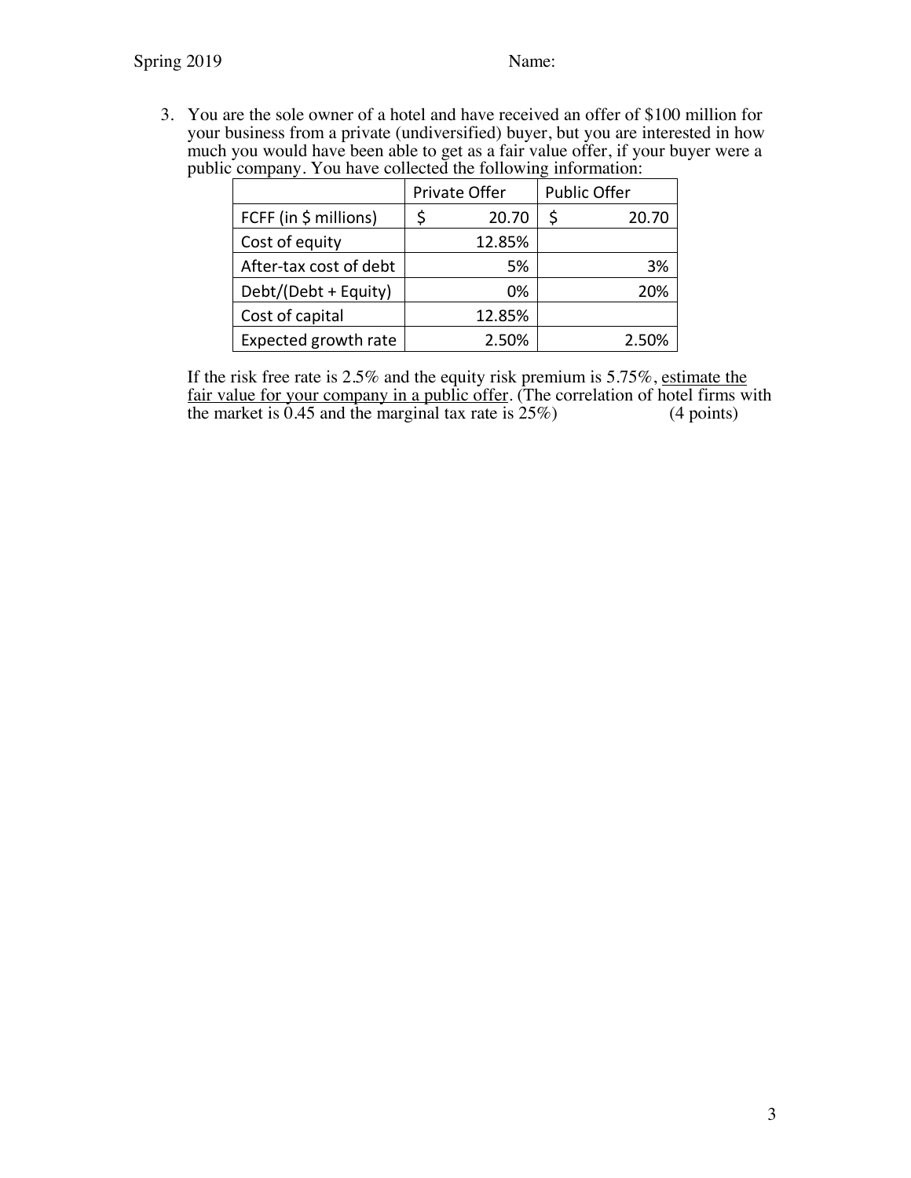3. You are the sole owner of a hotel and have received an offer of $100 million for your business from a private (undiversified) buyer, but you are interested in how much you would have been able to get as a fair value offer, if your buyer were a public company. You have collected the following information:

| | Private Offer | Public Offer |
|---|---|---|
| FCFF (in $ millions) | $ 20.70 | $ 20.70 |
| Cost of equity | 12.85% | |
| After-tax cost of debt | 5% | 3% |
| Debt/(Debt + Equity) | 0% | 20% |
| Cost of capital | 12.85% | |
| Expected growth rate | 2.50% | 2.50% |

If the risk free rate is 2.5% and the equity risk premium is 5.75%, <u>estimate the fair value for your company in a public offer</u>. (The correlation of hotel firms with the market is 0.45 and the marginal tax rate is 25%) (4 points)